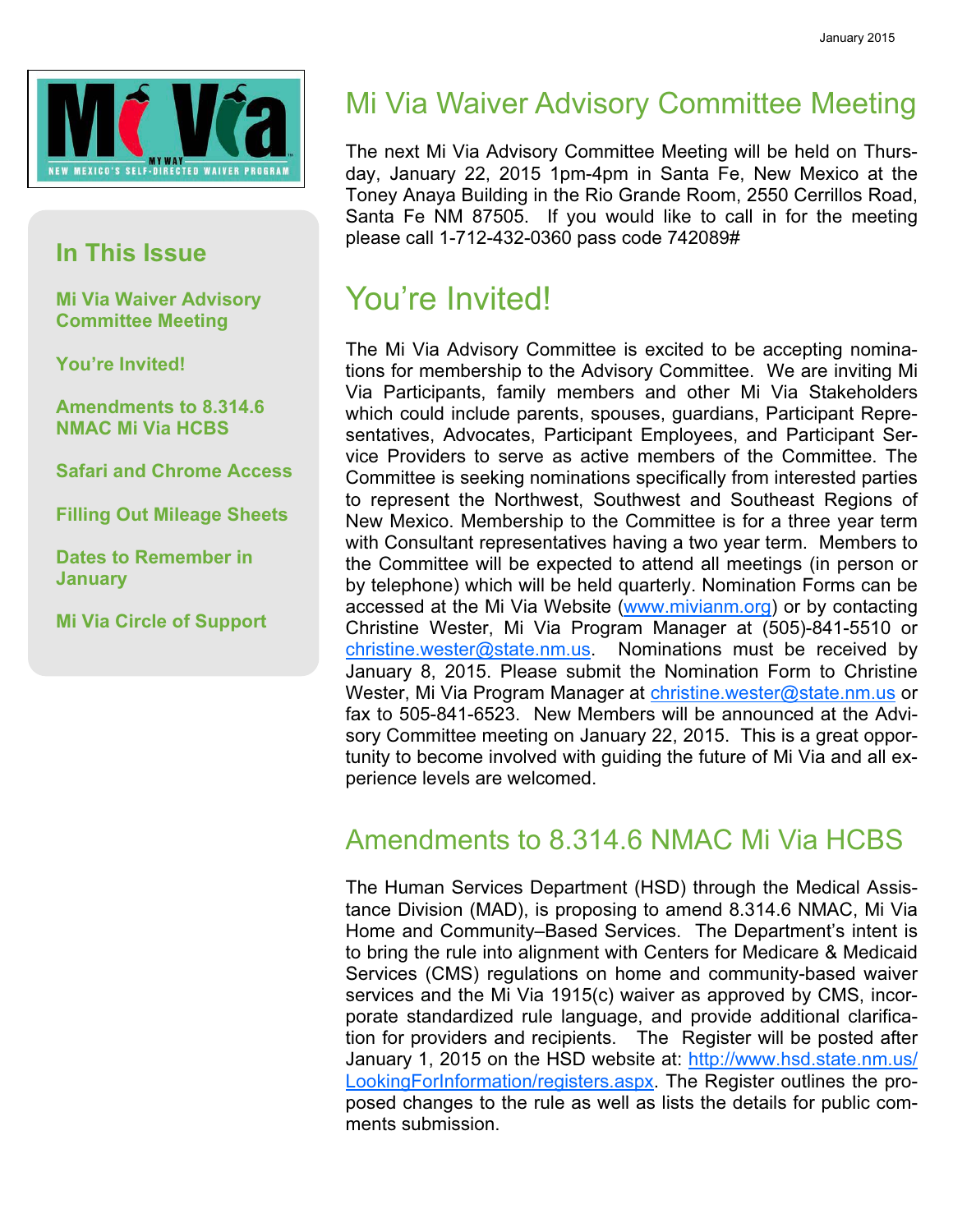Mi Via — MY WAY — NEW MEXICO'S SELF-DIRECTED WAIVER PROGRAM

January 2015

## In This Issue

**Mi Via Waiver Advisory Committee Meeting**

**You're Invited!**

**Amendments to 8.314.6 NMAC Mi Via HCBS**

**Safari and Chrome Access**

**Filling Out Mileage Sheets**

**Dates to Remember in January**

**Mi Via Circle of Support**

# Mi Via Waiver Advisory Committee Meeting

The next Mi Via Advisory Committee Meeting will be held on Thursday, January 22, 2015 1pm-4pm in Santa Fe, New Mexico at the Toney Anaya Building in the Rio Grande Room, 2550 Cerrillos Road, Santa Fe NM 87505. If you would like to call in for the meeting please call 1-712-432-0360 pass code 742089#

# You're Invited!

The Mi Via Advisory Committee is excited to be accepting nominations for membership to the Advisory Committee. We are inviting Mi Via Participants, family members and other Mi Via Stakeholders which could include parents, spouses, guardians, Participant Representatives, Advocates, Participant Employees, and Participant Service Providers to serve as active members of the Committee. The Committee is seeking nominations specifically from interested parties to represent the Northwest, Southwest and Southeast Regions of New Mexico. Membership to the Committee is for a three year term with Consultant representatives having a two year term. Members to the Committee will be expected to attend all meetings (in person or by telephone) which will be held quarterly. Nomination Forms can be accessed at the Mi Via Website (www.mivianm.org) or by contacting Christine Wester, Mi Via Program Manager at (505)-841-5510 or christine.wester@state.nm.us. Nominations must be received by January 8, 2015. Please submit the Nomination Form to Christine Wester, Mi Via Program Manager at christine.wester@state.nm.us or fax to 505-841-6523. New Members will be announced at the Advisory Committee meeting on January 22, 2015. This is a great opportunity to become involved with guiding the future of Mi Via and all experience levels are welcomed.

## Amendments to 8.314.6 NMAC Mi Via HCBS

The Human Services Department (HSD) through the Medical Assistance Division (MAD), is proposing to amend 8.314.6 NMAC, Mi Via Home and Community–Based Services. The Department's intent is to bring the rule into alignment with Centers for Medicare & Medicaid Services (CMS) regulations on home and community-based waiver services and the Mi Via 1915(c) waiver as approved by CMS, incorporate standardized rule language, and provide additional clarification for providers and recipients. The Register will be posted after January 1, 2015 on the HSD website at: http://www.hsd.state.nm.us/LookingForInformation/registers.aspx. The Register outlines the proposed changes to the rule as well as lists the details for public comments submission.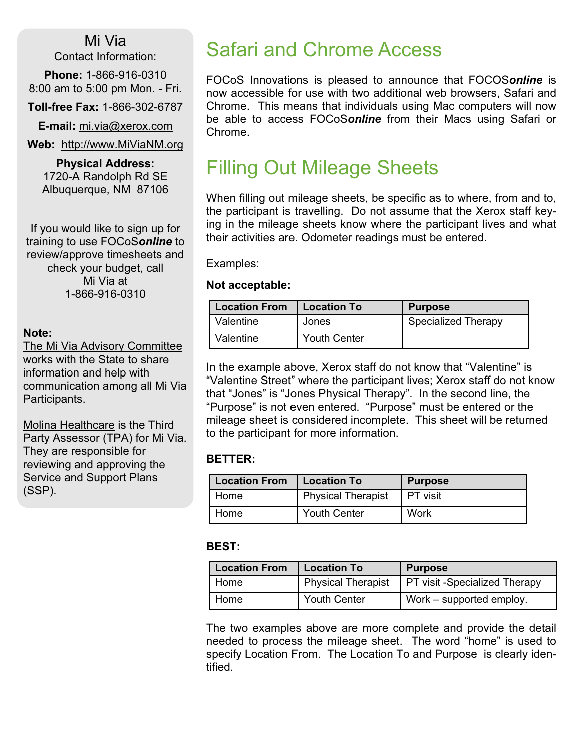## Mi Via

Contact Information:

**Phone:** 1-866-916-0310
8:00 am to 5:00 pm Mon. - Fri.

**Toll-free Fax:** 1-866-302-6787

**E-mail:** mi.via@xerox.com

**Web:** http://www.MiViaNM.org

**Physical Address:**
1720-A Randolph Rd SE
Albuquerque, NM 87106

If you would like to sign up for training to use FOCoS***online*** to review/approve timesheets and check your budget, call Mi Via at 1-866-916-0310

**Note:**
The Mi Via Advisory Committee works with the State to share information and help with communication among all Mi Via Participants.

Molina Healthcare is the Third Party Assessor (TPA) for Mi Via. They are responsible for reviewing and approving the Service and Support Plans (SSP).

# Safari and Chrome Access

FOCoS Innovations is pleased to announce that FOCOS***online*** is now accessible for use with two additional web browsers, Safari and Chrome. This means that individuals using Mac computers will now be able to access FOCoS***online*** from their Macs using Safari or Chrome.

# Filling Out Mileage Sheets

When filling out mileage sheets, be specific as to where, from and to, the participant is travelling. Do not assume that the Xerox staff keying in the mileage sheets know where the participant lives and what their activities are. Odometer readings must be entered.

Examples:

**Not acceptable:**

| Location From | Location To | Purpose |
|---|---|---|
| Valentine | Jones | Specialized Therapy |
| Valentine | Youth Center | |

In the example above, Xerox staff do not know that "Valentine" is "Valentine Street" where the participant lives; Xerox staff do not know that "Jones" is "Jones Physical Therapy". In the second line, the "Purpose" is not even entered. "Purpose" must be entered or the mileage sheet is considered incomplete. This sheet will be returned to the participant for more information.

**BETTER:**

| Location From | Location To | Purpose |
|---|---|---|
| Home | Physical Therapist | PT visit |
| Home | Youth Center | Work |

**BEST:**

| Location From | Location To | Purpose |
|---|---|---|
| Home | Physical Therapist | PT visit -Specialized Therapy |
| Home | Youth Center | Work – supported employ. |

The two examples above are more complete and provide the detail needed to process the mileage sheet. The word "home" is used to specify Location From. The Location To and Purpose is clearly identified.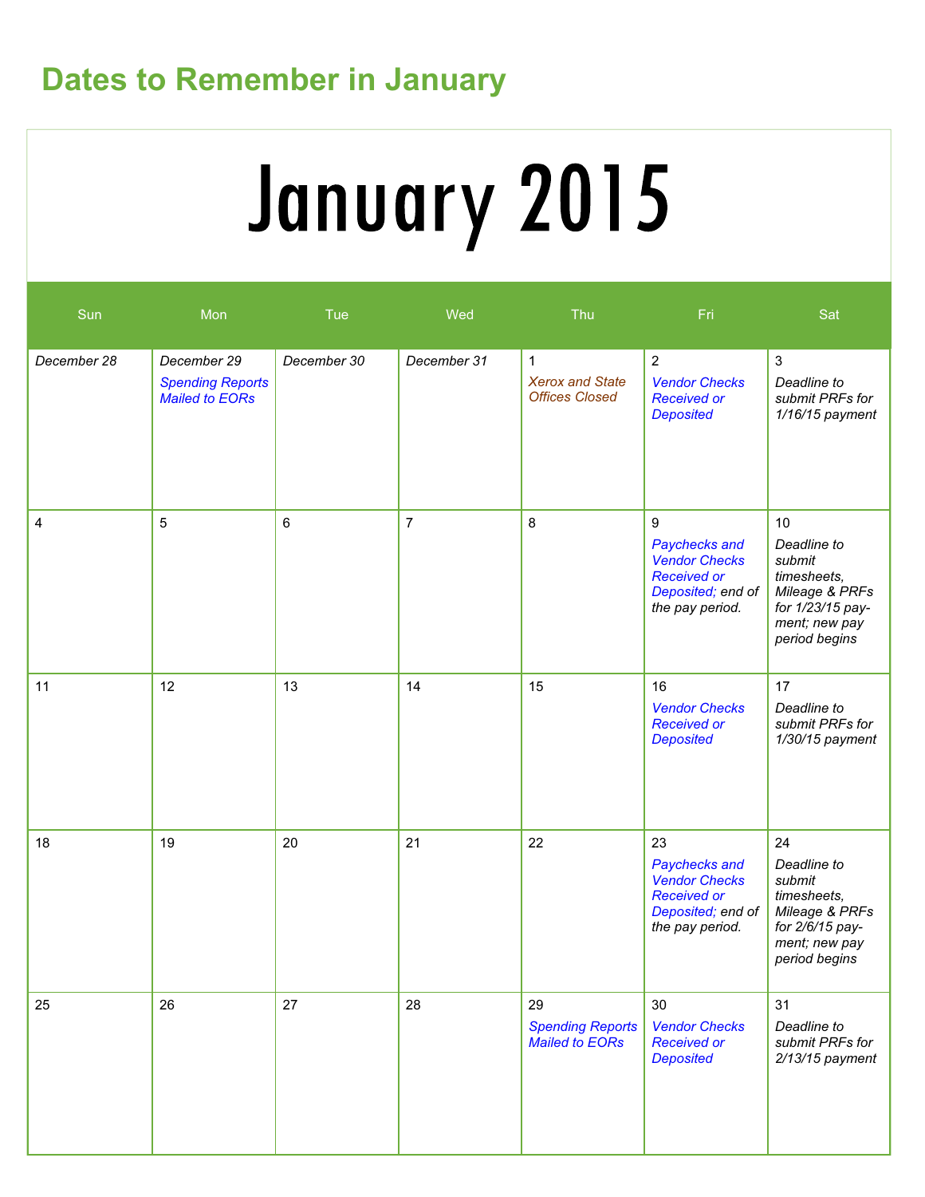## Dates to Remember in January

# January 2015

| Sun | Mon | Tue | Wed | Thu | Fri | Sat |
|---|---|---|---|---|---|---|
| *December 28* | *December 29* *Spending Reports Mailed to EORs* | *December 30* | *December 31* | 1 *Xerox and State Offices Closed* | 2 *Vendor Checks Received or Deposited* | 3 *Deadline to submit PRFs for 1/16/15 payment* |
| 4 | 5 | 6 | 7 | 8 | 9 *Paychecks and Vendor Checks Received or Deposited; end of the pay period.* | 10 *Deadline to submit timesheets, Mileage & PRFs for 1/23/15 payment; new pay period begins* |
| 11 | 12 | 13 | 14 | 15 | 16 *Vendor Checks Received or Deposited* | 17 *Deadline to submit PRFs for 1/30/15 payment* |
| 18 | 19 | 20 | 21 | 22 | 23 *Paychecks and Vendor Checks Received or Deposited; end of the pay period.* | 24 *Deadline to submit timesheets, Mileage & PRFs for 2/6/15 payment; new pay period begins* |
| 25 | 26 | 27 | 28 | 29 *Spending Reports Mailed to EORs* | 30 *Vendor Checks Received or Deposited* | 31 *Deadline to submit PRFs for 2/13/15 payment* |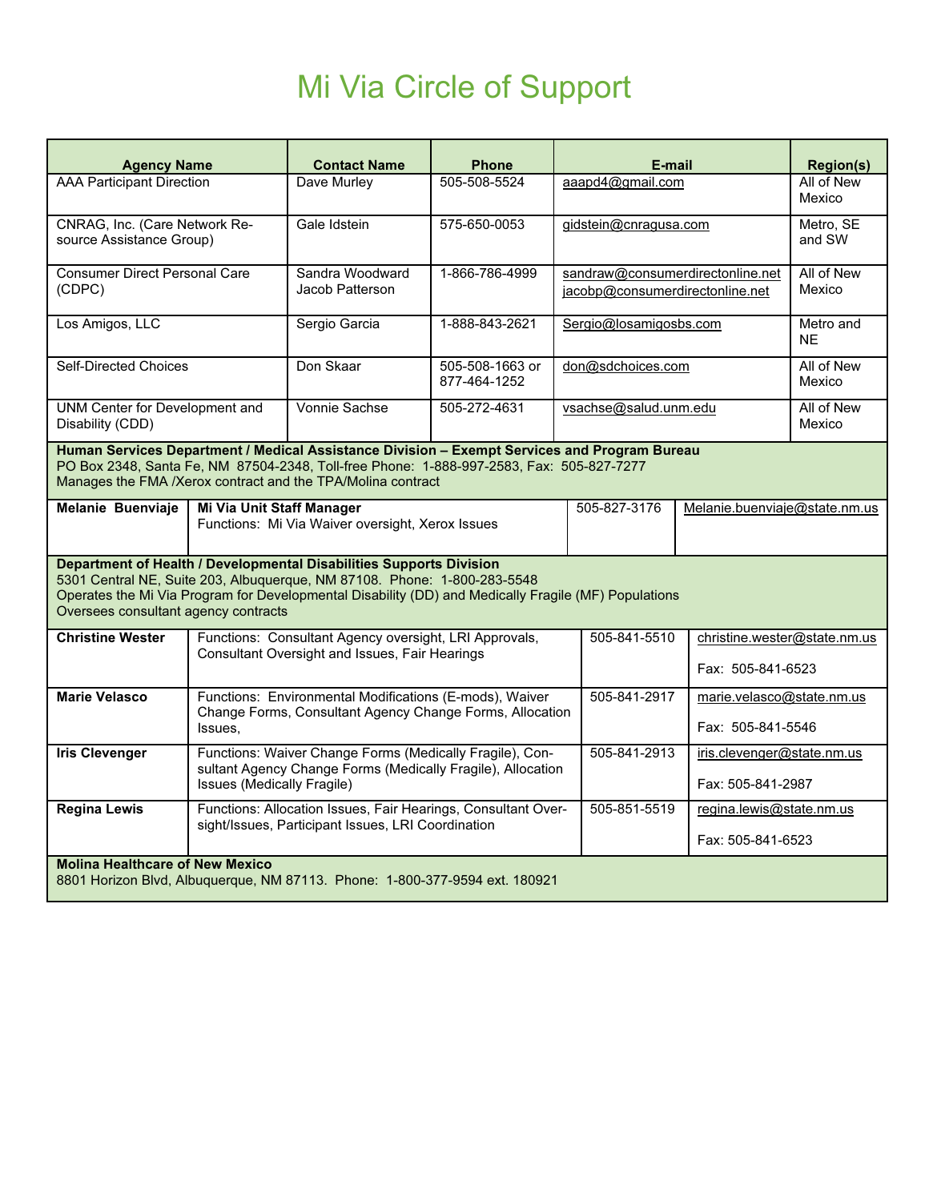# Mi Via Circle of Support

| Agency Name | Contact Name | Phone | E-mail | Region(s) |
|---|---|---|---|---|
| AAA Participant Direction | Dave Murley | 505-508-5524 | aaapd4@gmail.com | All of New Mexico |
| CNRAG, Inc. (Care Network Resource Assistance Group) | Gale Idstein | 575-650-0053 | gidstein@cnragusa.com | Metro, SE and SW |
| Consumer Direct Personal Care (CDPC) | Sandra Woodward<br>Jacob Patterson | 1-866-786-4999 | sandraw@consumerdirectonline.net<br>jacobp@consumerdirectonline.net | All of New Mexico |
| Los Amigos, LLC | Sergio Garcia | 1-888-843-2621 | Sergio@losamigosbs.com | Metro and NE |
| Self-Directed Choices | Don Skaar | 505-508-1663 or 877-464-1252 | don@sdchoices.com | All of New Mexico |
| UNM Center for Development and Disability (CDD) | Vonnie Sachse | 505-272-4631 | vsachse@salud.unm.edu | All of New Mexico |

**Human Services Department / Medical Assistance Division – Exempt Services and Program Bureau**
PO Box 2348, Santa Fe, NM 87504-2348, Toll-free Phone: 1-888-997-2583, Fax: 505-827-7277
Manages the FMA /Xerox contract and the TPA/Molina contract

| | | | |
|---|---|---|---|
| **Melanie Buenviaje** | **Mi Via Unit Staff Manager**<br>Functions: Mi Via Waiver oversight, Xerox Issues | 505-827-3176 | Melanie.buenviaje@state.nm.us |

**Department of Health / Developmental Disabilities Supports Division**
5301 Central NE, Suite 203, Albuquerque, NM 87108. Phone: 1-800-283-5548
Operates the Mi Via Program for Developmental Disability (DD) and Medically Fragile (MF) Populations
Oversees consultant agency contracts

| | | | |
|---|---|---|---|
| **Christine Wester** | Functions: Consultant Agency oversight, LRI Approvals, Consultant Oversight and Issues, Fair Hearings | 505-841-5510 | christine.wester@state.nm.us<br>Fax: 505-841-6523 |
| **Marie Velasco** | Functions: Environmental Modifications (E-mods), Waiver Change Forms, Consultant Agency Change Forms, Allocation Issues, | 505-841-2917 | marie.velasco@state.nm.us<br>Fax: 505-841-5546 |
| **Iris Clevenger** | Functions: Waiver Change Forms (Medically Fragile), Consultant Agency Change Forms (Medically Fragile), Allocation Issues (Medically Fragile) | 505-841-2913 | iris.clevenger@state.nm.us<br>Fax: 505-841-2987 |
| **Regina Lewis** | Functions: Allocation Issues, Fair Hearings, Consultant Oversight/Issues, Participant Issues, LRI Coordination | 505-851-5519 | regina.lewis@state.nm.us<br>Fax: 505-841-6523 |

**Molina Healthcare of New Mexico**
8801 Horizon Blvd, Albuquerque, NM 87113. Phone: 1-800-377-9594 ext. 180921